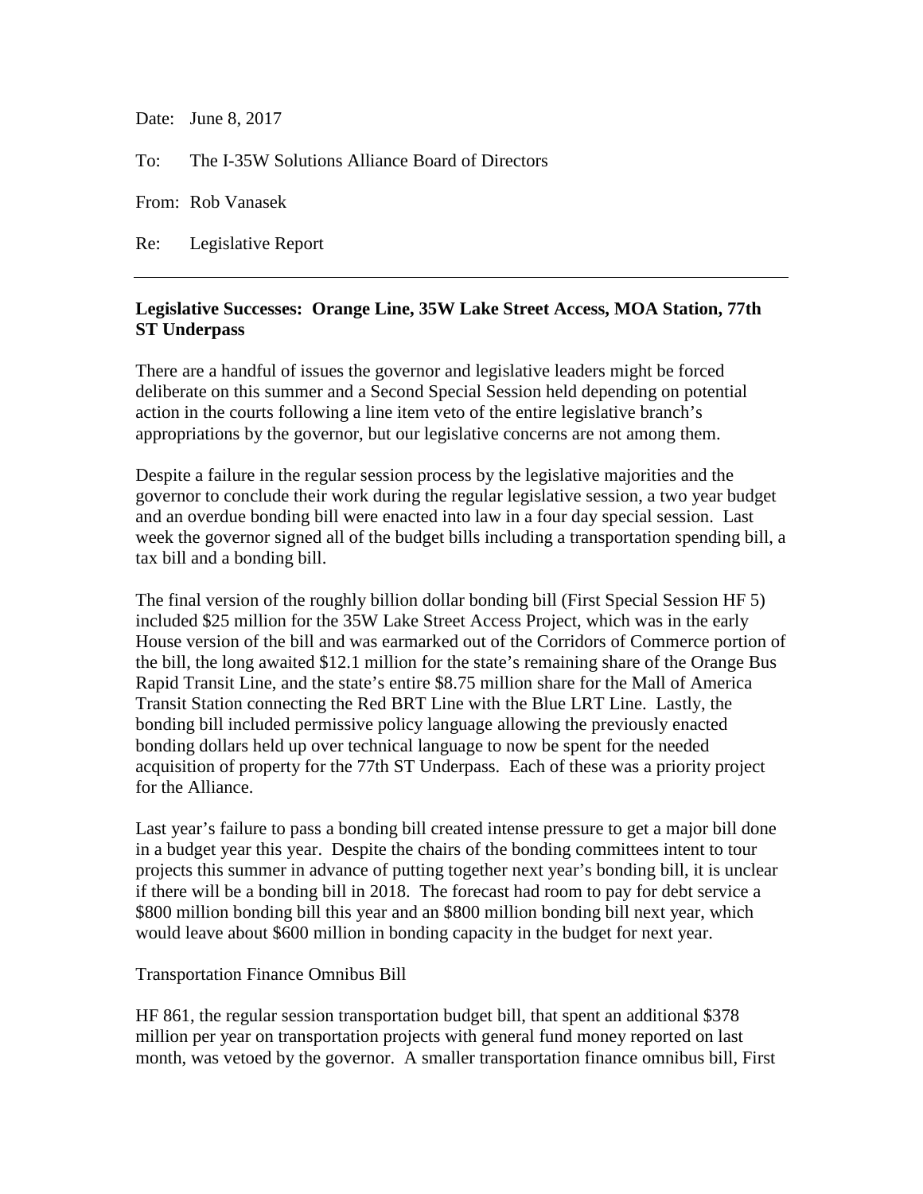Date: June 8, 2017

To: The I-35W Solutions Alliance Board of Directors

From: Rob Vanasek

Re: Legislative Report

---

**Legislative Successes: Orange Line, 35W Lake Street Access, MOA Station, 77th ST Underpass**

There are a handful of issues the governor and legislative leaders might be forced deliberate on this summer and a Second Special Session held depending on potential action in the courts following a line item veto of the entire legislative branch's appropriations by the governor, but our legislative concerns are not among them.

Despite a failure in the regular session process by the legislative majorities and the governor to conclude their work during the regular legislative session, a two year budget and an overdue bonding bill were enacted into law in a four day special session. Last week the governor signed all of the budget bills including a transportation spending bill, a tax bill and a bonding bill.

The final version of the roughly billion dollar bonding bill (First Special Session HF 5) included $25 million for the 35W Lake Street Access Project, which was in the early House version of the bill and was earmarked out of the Corridors of Commerce portion of the bill, the long awaited $12.1 million for the state's remaining share of the Orange Bus Rapid Transit Line, and the state's entire $8.75 million share for the Mall of America Transit Station connecting the Red BRT Line with the Blue LRT Line. Lastly, the bonding bill included permissive policy language allowing the previously enacted bonding dollars held up over technical language to now be spent for the needed acquisition of property for the 77th ST Underpass. Each of these was a priority project for the Alliance.

Last year's failure to pass a bonding bill created intense pressure to get a major bill done in a budget year this year. Despite the chairs of the bonding committees intent to tour projects this summer in advance of putting together next year's bonding bill, it is unclear if there will be a bonding bill in 2018. The forecast had room to pay for debt service a $800 million bonding bill this year and an $800 million bonding bill next year, which would leave about $600 million in bonding capacity in the budget for next year.

Transportation Finance Omnibus Bill

HF 861, the regular session transportation budget bill, that spent an additional $378 million per year on transportation projects with general fund money reported on last month, was vetoed by the governor. A smaller transportation finance omnibus bill, First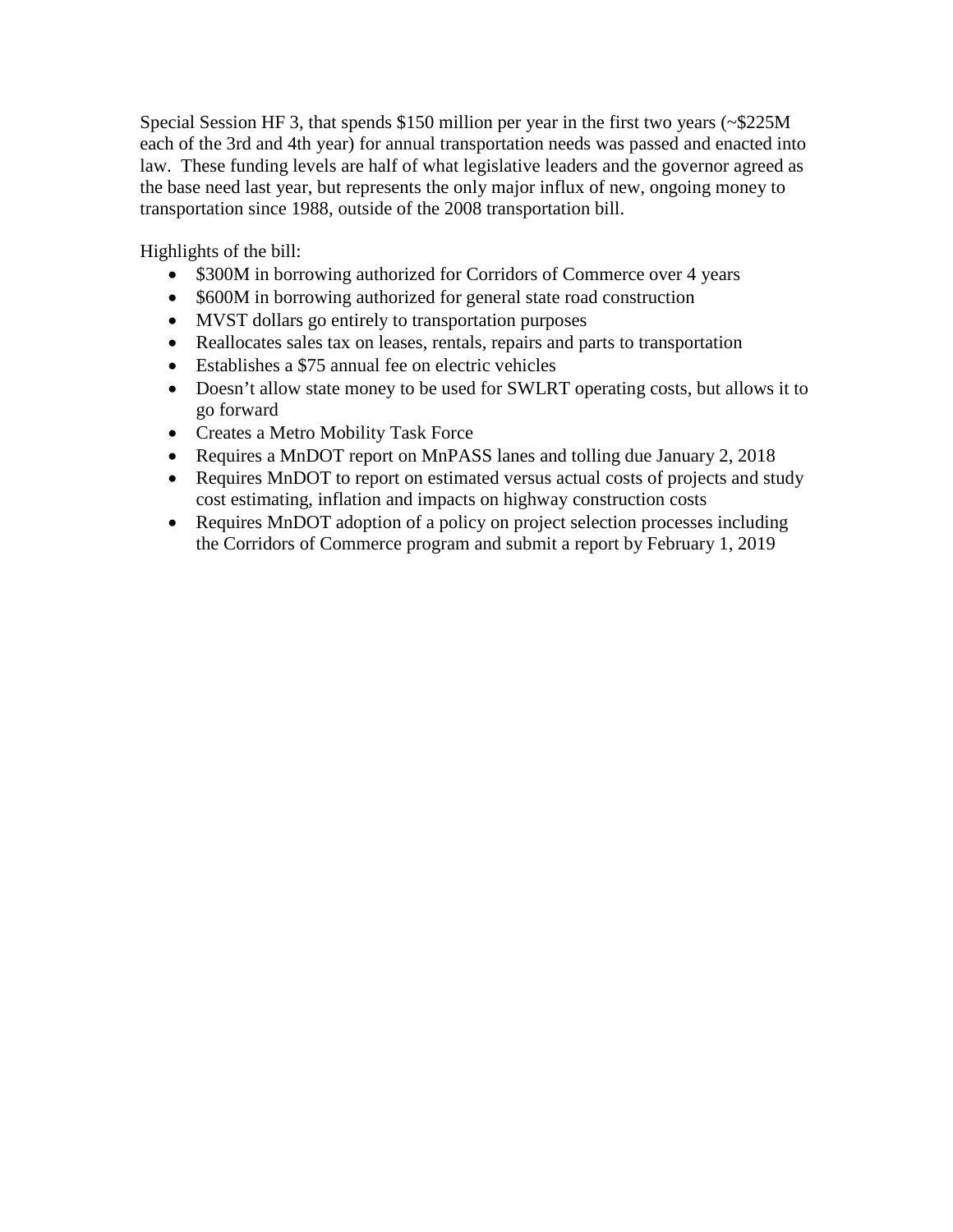Special Session HF 3, that spends $150 million per year in the first two years (~$225M each of the 3rd and 4th year) for annual transportation needs was passed and enacted into law. These funding levels are half of what legislative leaders and the governor agreed as the base need last year, but represents the only major influx of new, ongoing money to transportation since 1988, outside of the 2008 transportation bill.

Highlights of the bill:

- $300M in borrowing authorized for Corridors of Commerce over 4 years
- $600M in borrowing authorized for general state road construction
- MVST dollars go entirely to transportation purposes
- Reallocates sales tax on leases, rentals, repairs and parts to transportation
- Establishes a $75 annual fee on electric vehicles
- Doesn't allow state money to be used for SWLRT operating costs, but allows it to go forward
- Creates a Metro Mobility Task Force
- Requires a MnDOT report on MnPASS lanes and tolling due January 2, 2018
- Requires MnDOT to report on estimated versus actual costs of projects and study cost estimating, inflation and impacts on highway construction costs
- Requires MnDOT adoption of a policy on project selection processes including the Corridors of Commerce program and submit a report by February 1, 2019